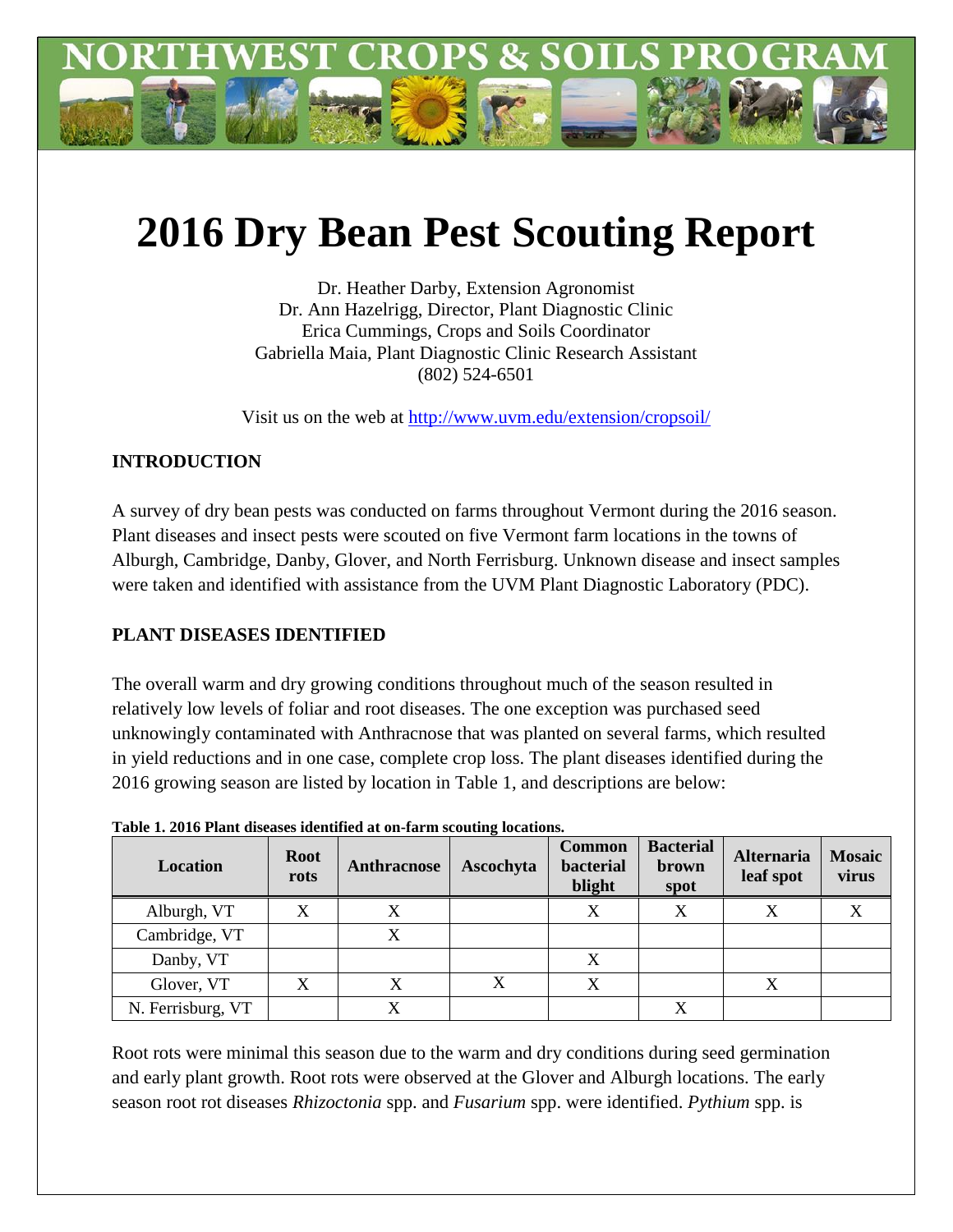# 2016 Dry Bean Pest Scouting Report

Dr. Heather Darby, Extension Agronomist
Dr. Ann Hazelrigg, Director, Plant Diagnostic Clinic
Erica Cummings, Crops and Soils Coordinator
Gabriella Maia, Plant Diagnostic Clinic Research Assistant
(802) 524-6501

Visit us on the web at http://www.uvm.edu/extension/cropsoil/

## INTRODUCTION

A survey of dry bean pests was conducted on farms throughout Vermont during the 2016 season. Plant diseases and insect pests were scouted on five Vermont farm locations in the towns of Alburgh, Cambridge, Danby, Glover, and North Ferrisburg. Unknown disease and insect samples were taken and identified with assistance from the UVM Plant Diagnostic Laboratory (PDC).

## PLANT DISEASES IDENTIFIED

The overall warm and dry growing conditions throughout much of the season resulted in relatively low levels of foliar and root diseases. The one exception was purchased seed unknowingly contaminated with Anthracnose that was planted on several farms, which resulted in yield reductions and in one case, complete crop loss. The plant diseases identified during the 2016 growing season are listed by location in Table 1, and descriptions are below:

**Table 1. 2016 Plant diseases identified at on-farm scouting locations.**

| Location | Root rots | Anthracnose | Ascochyta | Common bacterial blight | Bacterial brown spot | Alternaria leaf spot | Mosaic virus |
|---|---|---|---|---|---|---|---|
| Alburgh, VT | X | X | | X | X | X | X |
| Cambridge, VT | | X | | | | | |
| Danby, VT | | | | X | | | |
| Glover, VT | X | X | X | X | | X | |
| N. Ferrisburg, VT | | X | | | X | | |

Root rots were minimal this season due to the warm and dry conditions during seed germination and early plant growth. Root rots were observed at the Glover and Alburgh locations. The early season root rot diseases *Rhizoctonia* spp. and *Fusarium* spp. were identified. *Pythium* spp. is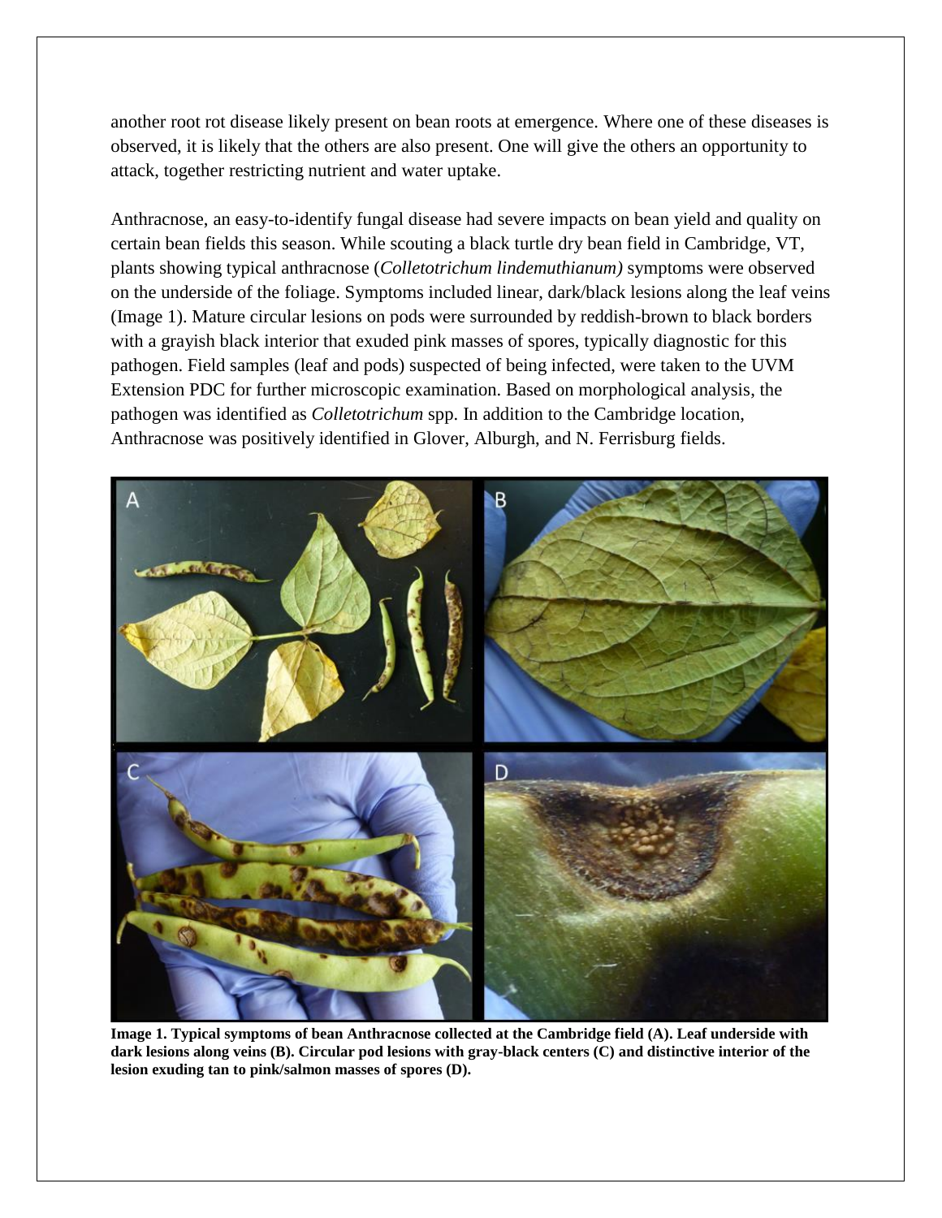another root rot disease likely present on bean roots at emergence. Where one of these diseases is observed, it is likely that the others are also present. One will give the others an opportunity to attack, together restricting nutrient and water uptake.

Anthracnose, an easy-to-identify fungal disease had severe impacts on bean yield and quality on certain bean fields this season. While scouting a black turtle dry bean field in Cambridge, VT, plants showing typical anthracnose (*Colletotrichum lindemuthianum)* symptoms were observed on the underside of the foliage. Symptoms included linear, dark/black lesions along the leaf veins (Image 1). Mature circular lesions on pods were surrounded by reddish-brown to black borders with a grayish black interior that exuded pink masses of spores, typically diagnostic for this pathogen. Field samples (leaf and pods) suspected of being infected, were taken to the UVM Extension PDC for further microscopic examination. Based on morphological analysis, the pathogen was identified as *Colletotrichum* spp. In addition to the Cambridge location, Anthracnose was positively identified in Glover, Alburgh, and N. Ferrisburg fields.

**Image 1. Typical symptoms of bean Anthracnose collected at the Cambridge field (A). Leaf underside with dark lesions along veins (B). Circular pod lesions with gray-black centers (C) and distinctive interior of the lesion exuding tan to pink/salmon masses of spores (D).**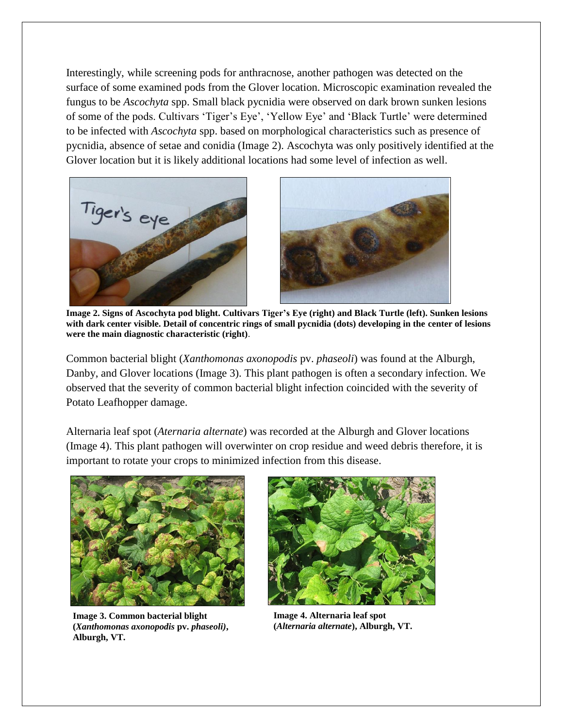Interestingly, while screening pods for anthracnose, another pathogen was detected on the surface of some examined pods from the Glover location. Microscopic examination revealed the fungus to be *Ascochyta* spp. Small black pycnidia were observed on dark brown sunken lesions of some of the pods. Cultivars 'Tiger's Eye', 'Yellow Eye' and 'Black Turtle' were determined to be infected with *Ascochyta* spp. based on morphological characteristics such as presence of pycnidia, absence of setae and conidia (Image 2). Ascochyta was only positively identified at the Glover location but it is likely additional locations had some level of infection as well.

**Image 2. Signs of Ascochyta pod blight. Cultivars Tiger's Eye (right) and Black Turtle (left). Sunken lesions with dark center visible. Detail of concentric rings of small pycnidia (dots) developing in the center of lesions were the main diagnostic characteristic (right)**.

Common bacterial blight (*Xanthomonas axonopodis* pv. *phaseoli*) was found at the Alburgh, Danby, and Glover locations (Image 3). This plant pathogen is often a secondary infection. We observed that the severity of common bacterial blight infection coincided with the severity of Potato Leafhopper damage.

Alternaria leaf spot (*Aternaria alternate*) was recorded at the Alburgh and Glover locations (Image 4). This plant pathogen will overwinter on crop residue and weed debris therefore, it is important to rotate your crops to minimized infection from this disease.

**Image 3. Common bacterial blight (*Xanthomonas axonopodis* pv. *phaseoli)*, Alburgh, VT.**

**Image 4. Alternaria leaf spot (*Alternaria alternate*), Alburgh, VT.**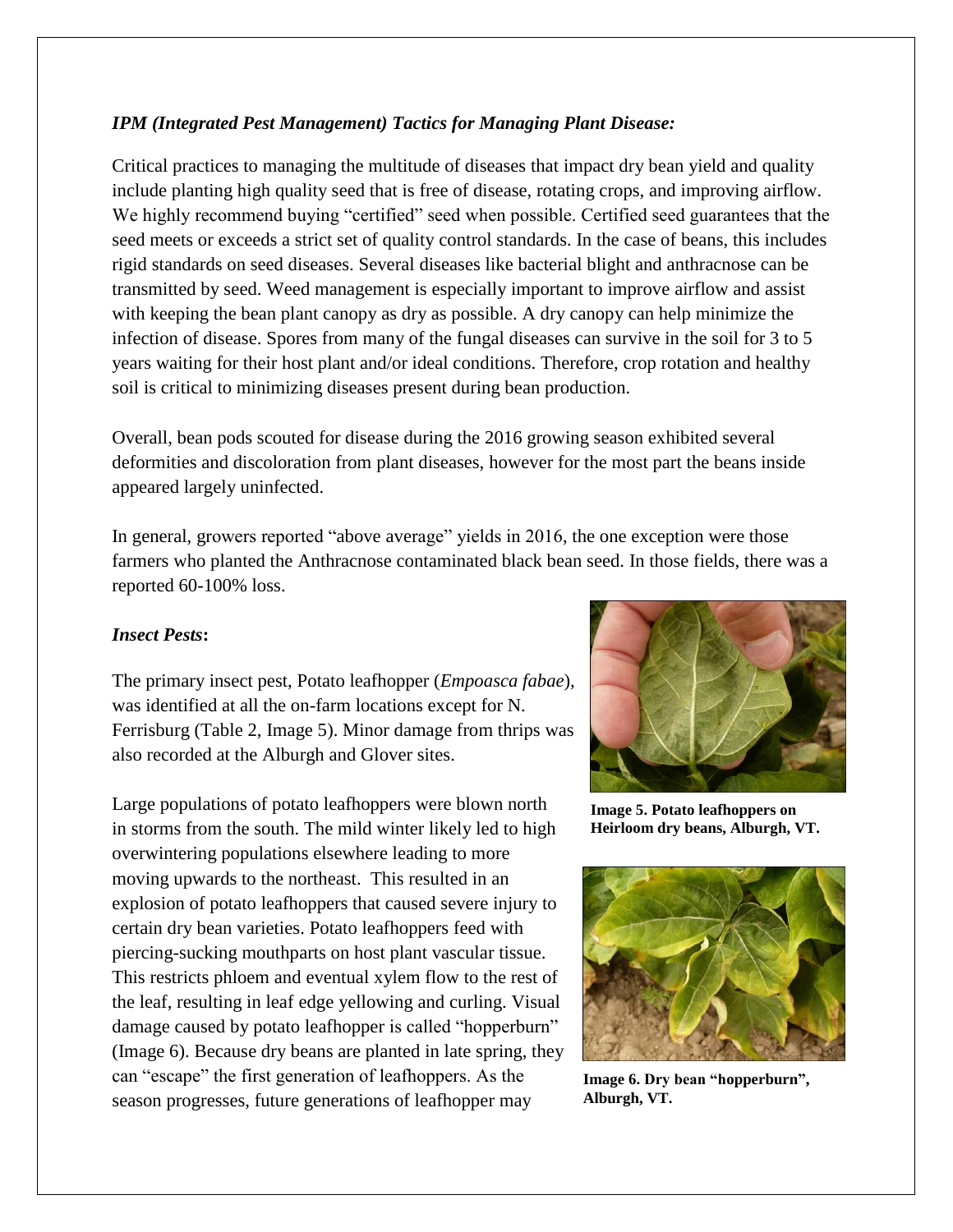### *IPM (Integrated Pest Management) Tactics for Managing Plant Disease:*

Critical practices to managing the multitude of diseases that impact dry bean yield and quality include planting high quality seed that is free of disease, rotating crops, and improving airflow. We highly recommend buying "certified" seed when possible. Certified seed guarantees that the seed meets or exceeds a strict set of quality control standards. In the case of beans, this includes rigid standards on seed diseases. Several diseases like bacterial blight and anthracnose can be transmitted by seed. Weed management is especially important to improve airflow and assist with keeping the bean plant canopy as dry as possible. A dry canopy can help minimize the infection of disease. Spores from many of the fungal diseases can survive in the soil for 3 to 5 years waiting for their host plant and/or ideal conditions. Therefore, crop rotation and healthy soil is critical to minimizing diseases present during bean production.

Overall, bean pods scouted for disease during the 2016 growing season exhibited several deformities and discoloration from plant diseases, however for the most part the beans inside appeared largely uninfected.

In general, growers reported "above average" yields in 2016, the one exception were those farmers who planted the Anthracnose contaminated black bean seed. In those fields, there was a reported 60-100% loss.

### *Insect Pests***:**

The primary insect pest, Potato leafhopper (*Empoasca fabae*), was identified at all the on-farm locations except for N. Ferrisburg (Table 2, Image 5). Minor damage from thrips was also recorded at the Alburgh and Glover sites.

**Image 5. Potato leafhoppers on Heirloom dry beans, Alburgh, VT.**

Large populations of potato leafhoppers were blown north in storms from the south. The mild winter likely led to high overwintering populations elsewhere leading to more moving upwards to the northeast. This resulted in an explosion of potato leafhoppers that caused severe injury to certain dry bean varieties. Potato leafhoppers feed with piercing-sucking mouthparts on host plant vascular tissue. This restricts phloem and eventual xylem flow to the rest of the leaf, resulting in leaf edge yellowing and curling. Visual damage caused by potato leafhopper is called "hopperburn" (Image 6). Because dry beans are planted in late spring, they can "escape" the first generation of leafhoppers. As the season progresses, future generations of leafhopper may

**Image 6. Dry bean "hopperburn", Alburgh, VT.**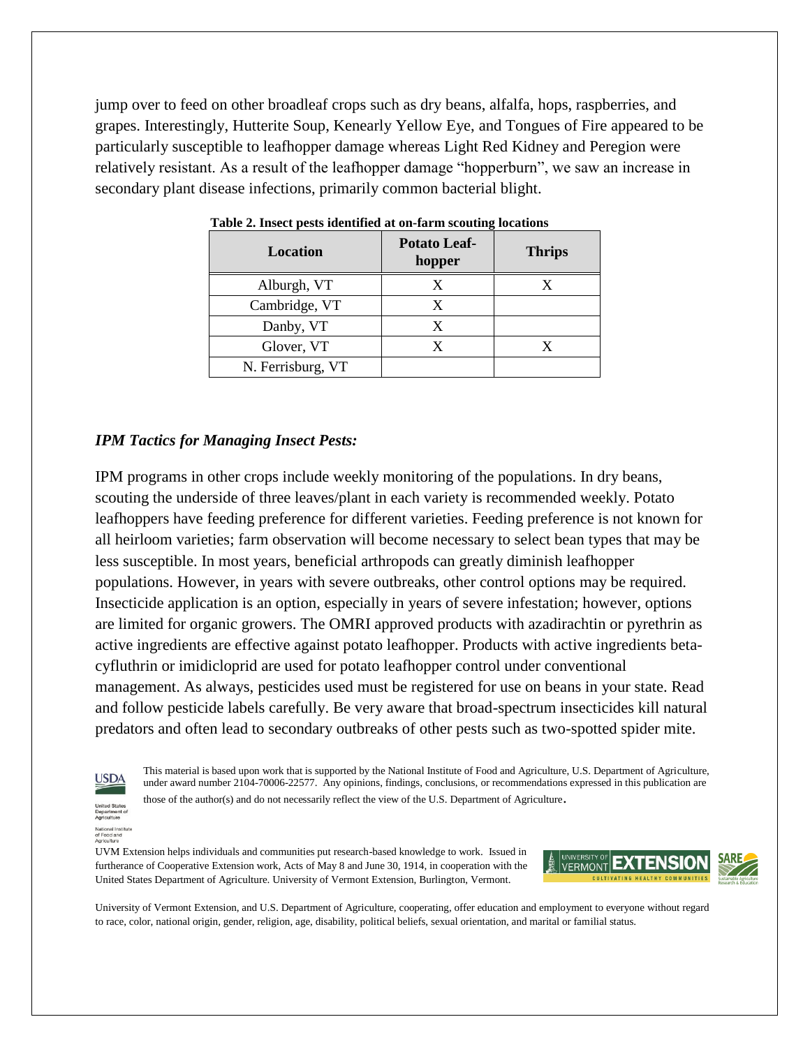jump over to feed on other broadleaf crops such as dry beans, alfalfa, hops, raspberries, and grapes. Interestingly, Hutterite Soup, Kenearly Yellow Eye, and Tongues of Fire appeared to be particularly susceptible to leafhopper damage whereas Light Red Kidney and Peregion were relatively resistant. As a result of the leafhopper damage "hopperburn", we saw an increase in secondary plant disease infections, primarily common bacterial blight.

**Table 2. Insect pests identified at on-farm scouting locations**

| Location | Potato Leaf-hopper | Thrips |
|---|---|---|
| Alburgh, VT | X | X |
| Cambridge, VT | X | |
| Danby, VT | X | |
| Glover, VT | X | X |
| N. Ferrisburg, VT | | |

### *IPM Tactics for Managing Insect Pests:*

IPM programs in other crops include weekly monitoring of the populations. In dry beans, scouting the underside of three leaves/plant in each variety is recommended weekly. Potato leafhoppers have feeding preference for different varieties. Feeding preference is not known for all heirloom varieties; farm observation will become necessary to select bean types that may be less susceptible. In most years, beneficial arthropods can greatly diminish leafhopper populations. However, in years with severe outbreaks, other control options may be required. Insecticide application is an option, especially in years of severe infestation; however, options are limited for organic growers. The OMRI approved products with azadirachtin or pyrethrin as active ingredients are effective against potato leafhopper. Products with active ingredients beta-cyfluthrin or imidicloprid are used for potato leafhopper control under conventional management. As always, pesticides used must be registered for use on beans in your state. Read and follow pesticide labels carefully. Be very aware that broad-spectrum insecticides kill natural predators and often lead to secondary outbreaks of other pests such as two-spotted spider mite.

This material is based upon work that is supported by the National Institute of Food and Agriculture, U.S. Department of Agriculture, under award number 2104-70006-22577. Any opinions, findings, conclusions, or recommendations expressed in this publication are those of the author(s) and do not necessarily reflect the view of the U.S. Department of Agriculture.

UVM Extension helps individuals and communities put research-based knowledge to work. Issued in furtherance of Cooperative Extension work, Acts of May 8 and June 30, 1914, in cooperation with the United States Department of Agriculture. University of Vermont Extension, Burlington, Vermont.

University of Vermont Extension, and U.S. Department of Agriculture, cooperating, offer education and employment to everyone without regard to race, color, national origin, gender, religion, age, disability, political beliefs, sexual orientation, and marital or familial status.